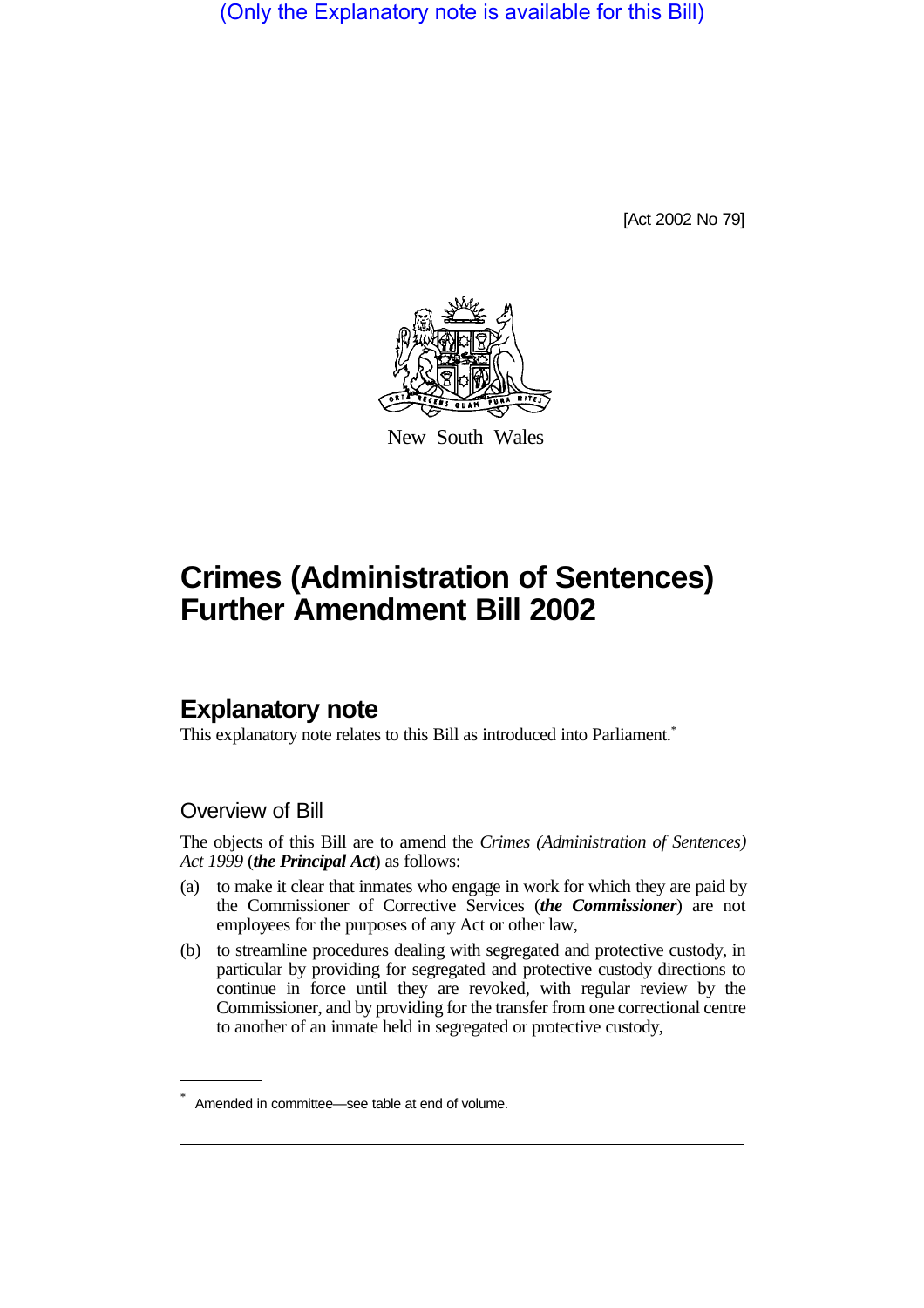(Only the Explanatory note is available for this Bill)

[Act 2002 No 79]

New South Wales

# Crimes (Administration of Sentences) Further Amendment Bill 2002

## Explanatory note

This explanatory note relates to this Bill as introduced into Parliament.*

### Overview of Bill

The objects of this Bill are to amend the *Crimes (Administration of Sentences) Act 1999* (***the Principal Act***) as follows:

(a) to make it clear that inmates who engage in work for which they are paid by the Commissioner of Corrective Services (***the Commissioner***) are not employees for the purposes of any Act or other law,

(b) to streamline procedures dealing with segregated and protective custody, in particular by providing for segregated and protective custody directions to continue in force until they are revoked, with regular review by the Commissioner, and by providing for the transfer from one correctional centre to another of an inmate held in segregated or protective custody,

* Amended in committee—see table at end of volume.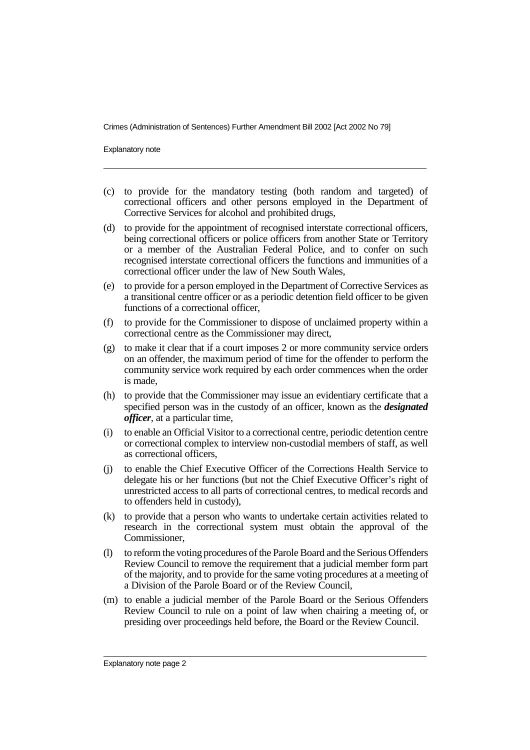(c) to provide for the mandatory testing (both random and targeted) of correctional officers and other persons employed in the Department of Corrective Services for alcohol and prohibited drugs,

(d) to provide for the appointment of recognised interstate correctional officers, being correctional officers or police officers from another State or Territory or a member of the Australian Federal Police, and to confer on such recognised interstate correctional officers the functions and immunities of a correctional officer under the law of New South Wales,

(e) to provide for a person employed in the Department of Corrective Services as a transitional centre officer or as a periodic detention field officer to be given functions of a correctional officer,

(f) to provide for the Commissioner to dispose of unclaimed property within a correctional centre as the Commissioner may direct,

(g) to make it clear that if a court imposes 2 or more community service orders on an offender, the maximum period of time for the offender to perform the community service work required by each order commences when the order is made,

(h) to provide that the Commissioner may issue an evidentiary certificate that a specified person was in the custody of an officer, known as the ***designated officer***, at a particular time,

(i) to enable an Official Visitor to a correctional centre, periodic detention centre or correctional complex to interview non-custodial members of staff, as well as correctional officers,

(j) to enable the Chief Executive Officer of the Corrections Health Service to delegate his or her functions (but not the Chief Executive Officer's right of unrestricted access to all parts of correctional centres, to medical records and to offenders held in custody),

(k) to provide that a person who wants to undertake certain activities related to research in the correctional system must obtain the approval of the Commissioner,

(l) to reform the voting procedures of the Parole Board and the Serious Offenders Review Council to remove the requirement that a judicial member form part of the majority, and to provide for the same voting procedures at a meeting of a Division of the Parole Board or of the Review Council,

(m) to enable a judicial member of the Parole Board or the Serious Offenders Review Council to rule on a point of law when chairing a meeting of, or presiding over proceedings held before, the Board or the Review Council.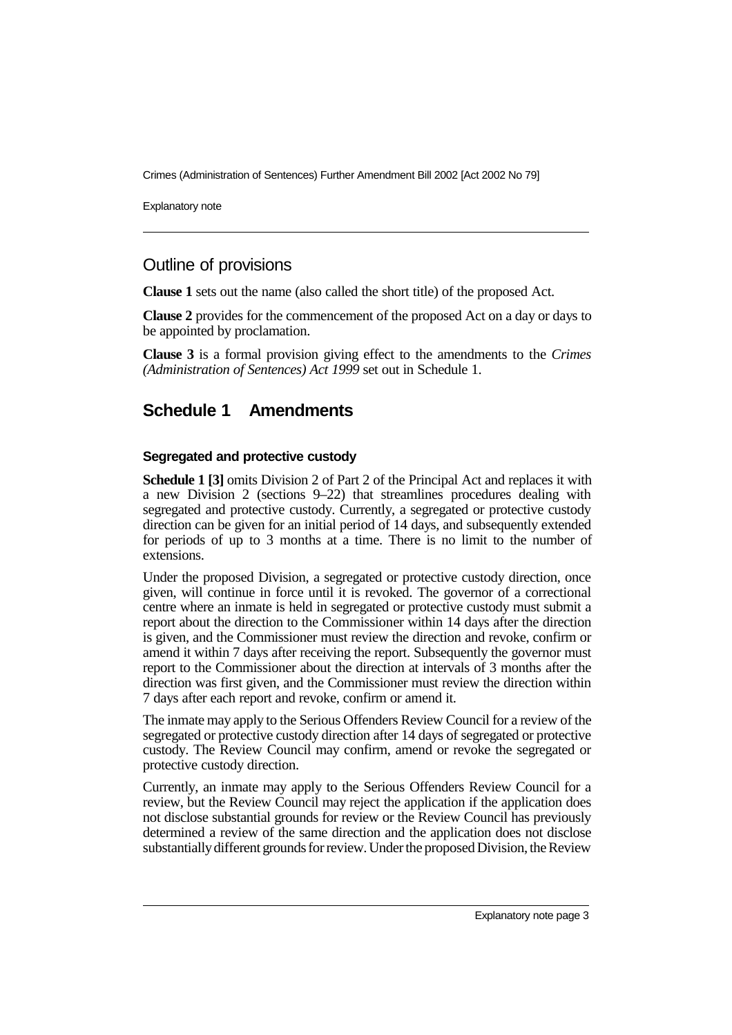## Outline of provisions

**Clause 1** sets out the name (also called the short title) of the proposed Act.

**Clause 2** provides for the commencement of the proposed Act on a day or days to be appointed by proclamation.

**Clause 3** is a formal provision giving effect to the amendments to the *Crimes (Administration of Sentences) Act 1999* set out in Schedule 1.

## Schedule 1 Amendments

### Segregated and protective custody

**Schedule 1 [3]** omits Division 2 of Part 2 of the Principal Act and replaces it with a new Division 2 (sections 9–22) that streamlines procedures dealing with segregated and protective custody. Currently, a segregated or protective custody direction can be given for an initial period of 14 days, and subsequently extended for periods of up to 3 months at a time. There is no limit to the number of extensions.

Under the proposed Division, a segregated or protective custody direction, once given, will continue in force until it is revoked. The governor of a correctional centre where an inmate is held in segregated or protective custody must submit a report about the direction to the Commissioner within 14 days after the direction is given, and the Commissioner must review the direction and revoke, confirm or amend it within 7 days after receiving the report. Subsequently the governor must report to the Commissioner about the direction at intervals of 3 months after the direction was first given, and the Commissioner must review the direction within 7 days after each report and revoke, confirm or amend it.

The inmate may apply to the Serious Offenders Review Council for a review of the segregated or protective custody direction after 14 days of segregated or protective custody. The Review Council may confirm, amend or revoke the segregated or protective custody direction.

Currently, an inmate may apply to the Serious Offenders Review Council for a review, but the Review Council may reject the application if the application does not disclose substantial grounds for review or the Review Council has previously determined a review of the same direction and the application does not disclose substantially different grounds for review. Under the proposed Division, the Review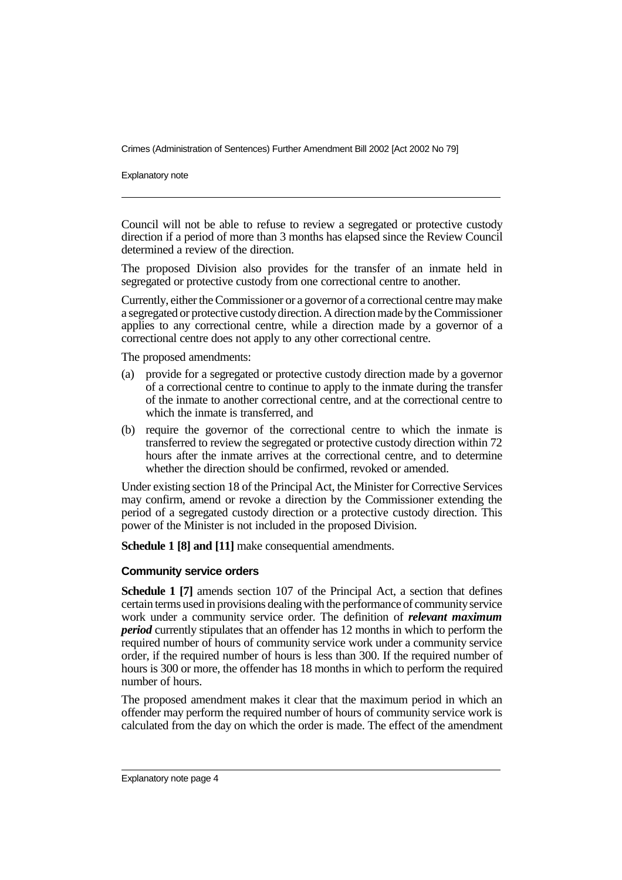Council will not be able to refuse to review a segregated or protective custody direction if a period of more than 3 months has elapsed since the Review Council determined a review of the direction.

The proposed Division also provides for the transfer of an inmate held in segregated or protective custody from one correctional centre to another.

Currently, either the Commissioner or a governor of a correctional centre may make a segregated or protective custody direction. A direction made by the Commissioner applies to any correctional centre, while a direction made by a governor of a correctional centre does not apply to any other correctional centre.

The proposed amendments:

(a) provide for a segregated or protective custody direction made by a governor of a correctional centre to continue to apply to the inmate during the transfer of the inmate to another correctional centre, and at the correctional centre to which the inmate is transferred, and

(b) require the governor of the correctional centre to which the inmate is transferred to review the segregated or protective custody direction within 72 hours after the inmate arrives at the correctional centre, and to determine whether the direction should be confirmed, revoked or amended.

Under existing section 18 of the Principal Act, the Minister for Corrective Services may confirm, amend or revoke a direction by the Commissioner extending the period of a segregated custody direction or a protective custody direction. This power of the Minister is not included in the proposed Division.

**Schedule 1 [8] and [11]** make consequential amendments.

### Community service orders

**Schedule 1 [7]** amends section 107 of the Principal Act, a section that defines certain terms used in provisions dealing with the performance of community service work under a community service order. The definition of ***relevant maximum period*** currently stipulates that an offender has 12 months in which to perform the required number of hours of community service work under a community service order, if the required number of hours is less than 300. If the required number of hours is 300 or more, the offender has 18 months in which to perform the required number of hours.

The proposed amendment makes it clear that the maximum period in which an offender may perform the required number of hours of community service work is calculated from the day on which the order is made. The effect of the amendment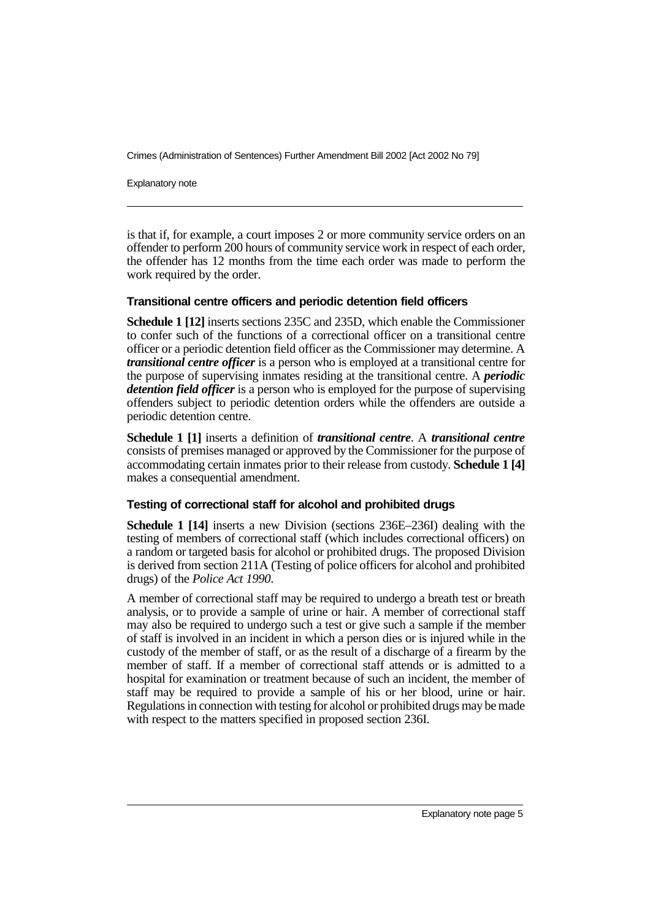is that if, for example, a court imposes 2 or more community service orders on an offender to perform 200 hours of community service work in respect of each order, the offender has 12 months from the time each order was made to perform the work required by the order.

### Transitional centre officers and periodic detention field officers

**Schedule 1 [12]** inserts sections 235C and 235D, which enable the Commissioner to confer such of the functions of a correctional officer on a transitional centre officer or a periodic detention field officer as the Commissioner may determine. A ***transitional centre officer*** is a person who is employed at a transitional centre for the purpose of supervising inmates residing at the transitional centre. A ***periodic detention field officer*** is a person who is employed for the purpose of supervising offenders subject to periodic detention orders while the offenders are outside a periodic detention centre.

**Schedule 1 [1]** inserts a definition of ***transitional centre***. A ***transitional centre*** consists of premises managed or approved by the Commissioner for the purpose of accommodating certain inmates prior to their release from custody. **Schedule 1 [4]** makes a consequential amendment.

### Testing of correctional staff for alcohol and prohibited drugs

**Schedule 1 [14]** inserts a new Division (sections 236E–236I) dealing with the testing of members of correctional staff (which includes correctional officers) on a random or targeted basis for alcohol or prohibited drugs. The proposed Division is derived from section 211A (Testing of police officers for alcohol and prohibited drugs) of the *Police Act 1990*.

A member of correctional staff may be required to undergo a breath test or breath analysis, or to provide a sample of urine or hair. A member of correctional staff may also be required to undergo such a test or give such a sample if the member of staff is involved in an incident in which a person dies or is injured while in the custody of the member of staff, or as the result of a discharge of a firearm by the member of staff. If a member of correctional staff attends or is admitted to a hospital for examination or treatment because of such an incident, the member of staff may be required to provide a sample of his or her blood, urine or hair. Regulations in connection with testing for alcohol or prohibited drugs may be made with respect to the matters specified in proposed section 236I.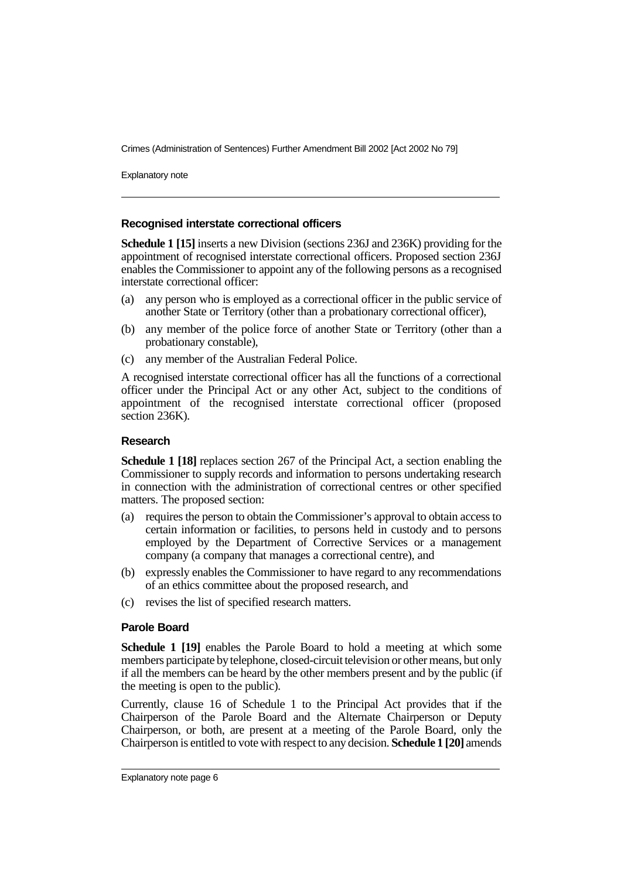### Recognised interstate correctional officers

**Schedule 1 [15]** inserts a new Division (sections 236J and 236K) providing for the appointment of recognised interstate correctional officers. Proposed section 236J enables the Commissioner to appoint any of the following persons as a recognised interstate correctional officer:

(a) any person who is employed as a correctional officer in the public service of another State or Territory (other than a probationary correctional officer),

(b) any member of the police force of another State or Territory (other than a probationary constable),

(c) any member of the Australian Federal Police.

A recognised interstate correctional officer has all the functions of a correctional officer under the Principal Act or any other Act, subject to the conditions of appointment of the recognised interstate correctional officer (proposed section 236K).

### Research

**Schedule 1 [18]** replaces section 267 of the Principal Act, a section enabling the Commissioner to supply records and information to persons undertaking research in connection with the administration of correctional centres or other specified matters. The proposed section:

(a) requires the person to obtain the Commissioner's approval to obtain access to certain information or facilities, to persons held in custody and to persons employed by the Department of Corrective Services or a management company (a company that manages a correctional centre), and

(b) expressly enables the Commissioner to have regard to any recommendations of an ethics committee about the proposed research, and

(c) revises the list of specified research matters.

### Parole Board

**Schedule 1 [19]** enables the Parole Board to hold a meeting at which some members participate by telephone, closed-circuit television or other means, but only if all the members can be heard by the other members present and by the public (if the meeting is open to the public).

Currently, clause 16 of Schedule 1 to the Principal Act provides that if the Chairperson of the Parole Board and the Alternate Chairperson or Deputy Chairperson, or both, are present at a meeting of the Parole Board, only the Chairperson is entitled to vote with respect to any decision. **Schedule 1 [20]** amends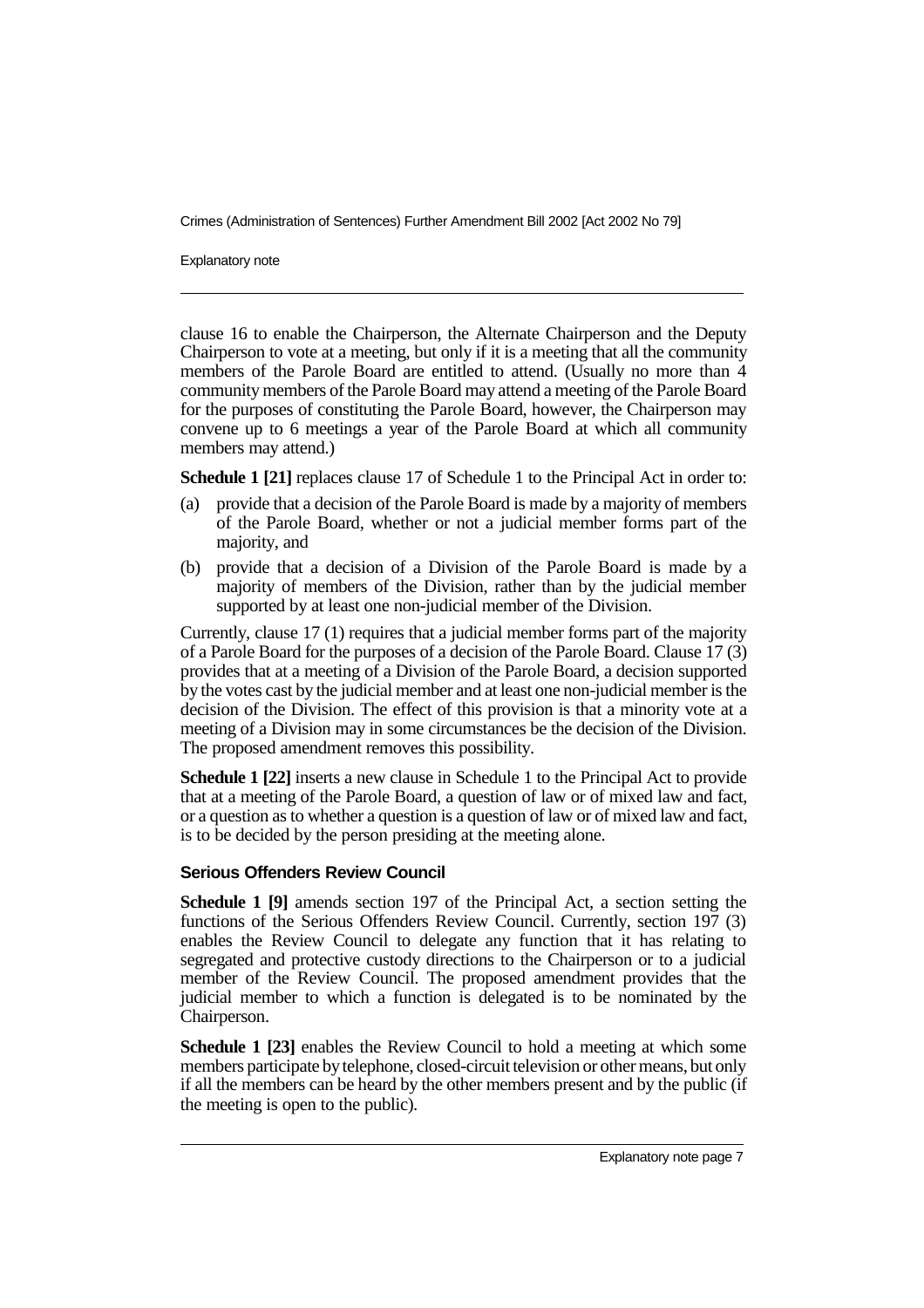clause 16 to enable the Chairperson, the Alternate Chairperson and the Deputy Chairperson to vote at a meeting, but only if it is a meeting that all the community members of the Parole Board are entitled to attend. (Usually no more than 4 community members of the Parole Board may attend a meeting of the Parole Board for the purposes of constituting the Parole Board, however, the Chairperson may convene up to 6 meetings a year of the Parole Board at which all community members may attend.)

**Schedule 1 [21]** replaces clause 17 of Schedule 1 to the Principal Act in order to:

(a) provide that a decision of the Parole Board is made by a majority of members of the Parole Board, whether or not a judicial member forms part of the majority, and

(b) provide that a decision of a Division of the Parole Board is made by a majority of members of the Division, rather than by the judicial member supported by at least one non-judicial member of the Division.

Currently, clause 17 (1) requires that a judicial member forms part of the majority of a Parole Board for the purposes of a decision of the Parole Board. Clause 17 (3) provides that at a meeting of a Division of the Parole Board, a decision supported by the votes cast by the judicial member and at least one non-judicial member is the decision of the Division. The effect of this provision is that a minority vote at a meeting of a Division may in some circumstances be the decision of the Division. The proposed amendment removes this possibility.

**Schedule 1 [22]** inserts a new clause in Schedule 1 to the Principal Act to provide that at a meeting of the Parole Board, a question of law or of mixed law and fact, or a question as to whether a question is a question of law or of mixed law and fact, is to be decided by the person presiding at the meeting alone.

### Serious Offenders Review Council

**Schedule 1 [9]** amends section 197 of the Principal Act, a section setting the functions of the Serious Offenders Review Council. Currently, section 197 (3) enables the Review Council to delegate any function that it has relating to segregated and protective custody directions to the Chairperson or to a judicial member of the Review Council. The proposed amendment provides that the judicial member to which a function is delegated is to be nominated by the Chairperson.

**Schedule 1 [23]** enables the Review Council to hold a meeting at which some members participate by telephone, closed-circuit television or other means, but only if all the members can be heard by the other members present and by the public (if the meeting is open to the public).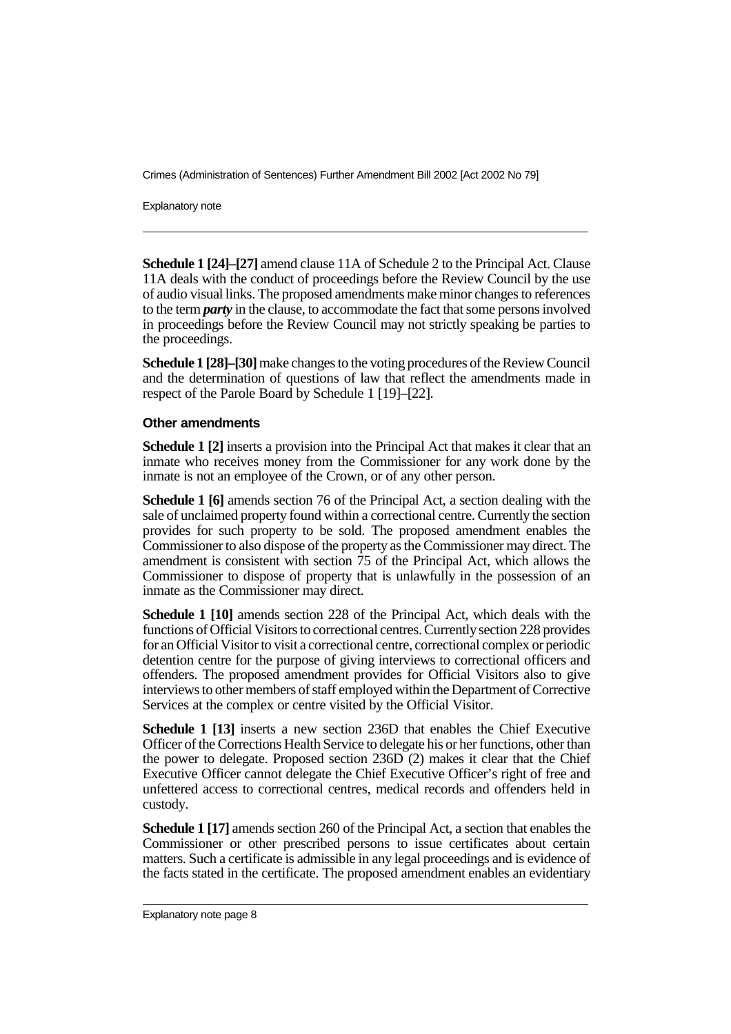**Schedule 1 [24]–[27]** amend clause 11A of Schedule 2 to the Principal Act. Clause 11A deals with the conduct of proceedings before the Review Council by the use of audio visual links. The proposed amendments make minor changes to references to the term ***party*** in the clause, to accommodate the fact that some persons involved in proceedings before the Review Council may not strictly speaking be parties to the proceedings.

**Schedule 1 [28]–[30]** make changes to the voting procedures of the Review Council and the determination of questions of law that reflect the amendments made in respect of the Parole Board by Schedule 1 [19]–[22].

#### Other amendments

**Schedule 1 [2]** inserts a provision into the Principal Act that makes it clear that an inmate who receives money from the Commissioner for any work done by the inmate is not an employee of the Crown, or of any other person.

**Schedule 1 [6]** amends section 76 of the Principal Act, a section dealing with the sale of unclaimed property found within a correctional centre. Currently the section provides for such property to be sold. The proposed amendment enables the Commissioner to also dispose of the property as the Commissioner may direct. The amendment is consistent with section 75 of the Principal Act, which allows the Commissioner to dispose of property that is unlawfully in the possession of an inmate as the Commissioner may direct.

**Schedule 1 [10]** amends section 228 of the Principal Act, which deals with the functions of Official Visitors to correctional centres. Currently section 228 provides for an Official Visitor to visit a correctional centre, correctional complex or periodic detention centre for the purpose of giving interviews to correctional officers and offenders. The proposed amendment provides for Official Visitors also to give interviews to other members of staff employed within the Department of Corrective Services at the complex or centre visited by the Official Visitor.

**Schedule 1 [13]** inserts a new section 236D that enables the Chief Executive Officer of the Corrections Health Service to delegate his or her functions, other than the power to delegate. Proposed section 236D (2) makes it clear that the Chief Executive Officer cannot delegate the Chief Executive Officer's right of free and unfettered access to correctional centres, medical records and offenders held in custody.

**Schedule 1 [17]** amends section 260 of the Principal Act, a section that enables the Commissioner or other prescribed persons to issue certificates about certain matters. Such a certificate is admissible in any legal proceedings and is evidence of the facts stated in the certificate. The proposed amendment enables an evidentiary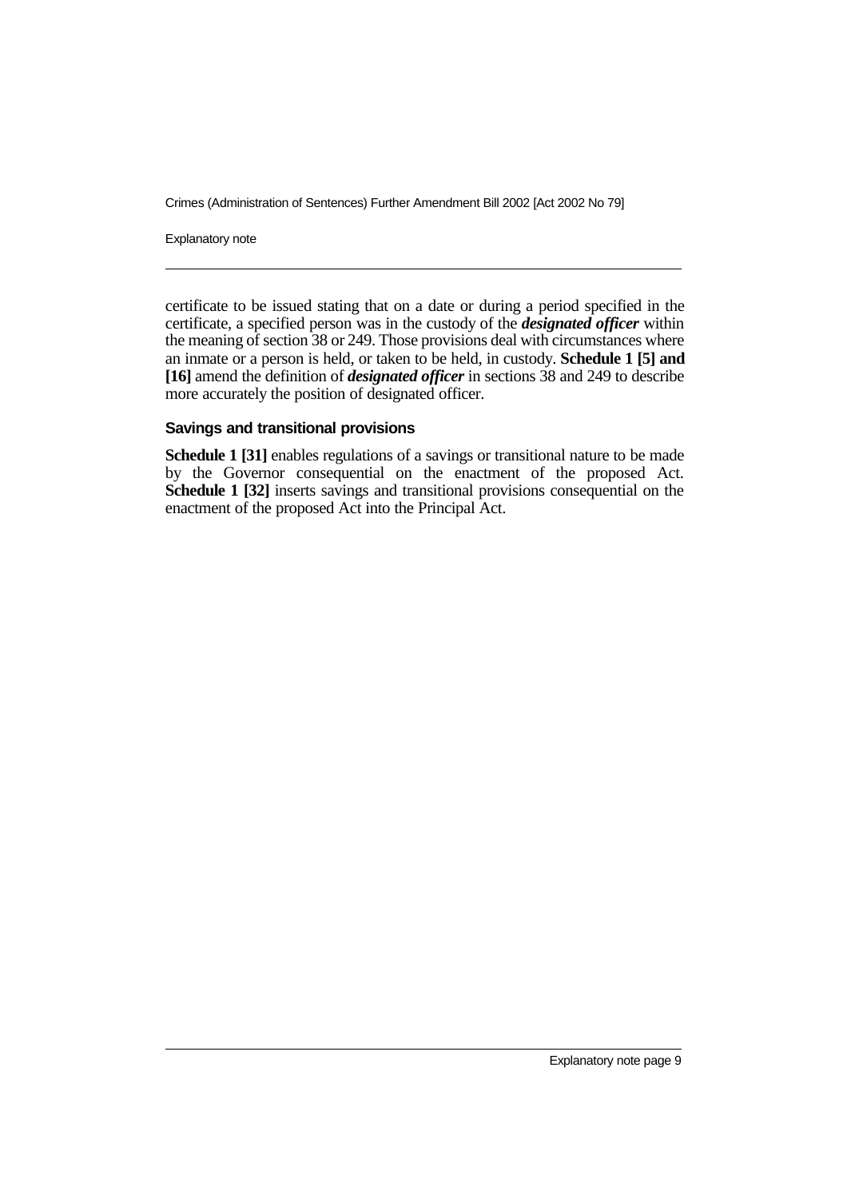certificate to be issued stating that on a date or during a period specified in the certificate, a specified person was in the custody of the ***designated officer*** within the meaning of section 38 or 249. Those provisions deal with circumstances where an inmate or a person is held, or taken to be held, in custody. **Schedule 1 [5] and [16]** amend the definition of ***designated officer*** in sections 38 and 249 to describe more accurately the position of designated officer.

### Savings and transitional provisions

**Schedule 1 [31]** enables regulations of a savings or transitional nature to be made by the Governor consequential on the enactment of the proposed Act. **Schedule 1 [32]** inserts savings and transitional provisions consequential on the enactment of the proposed Act into the Principal Act.